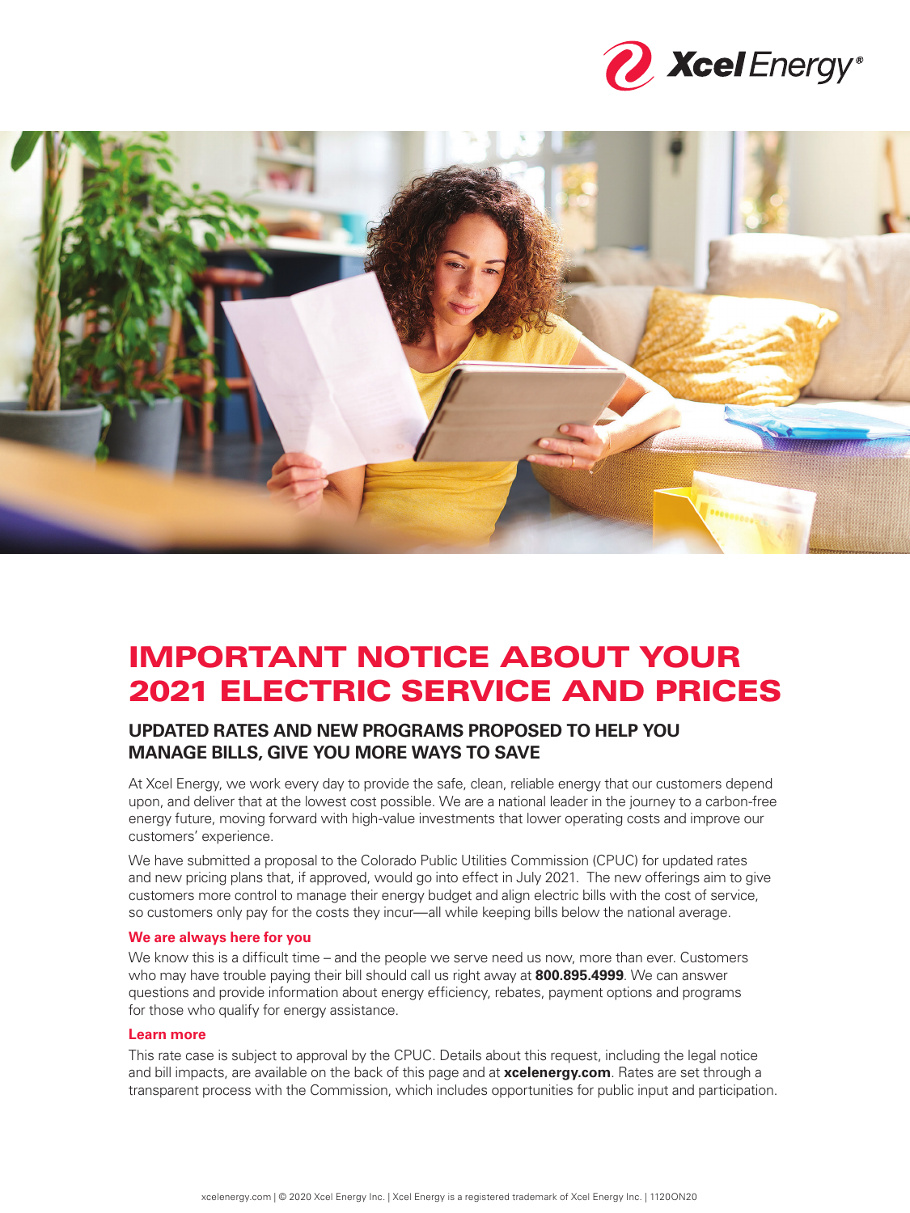Xcel Energy®

# IMPORTANT NOTICE ABOUT YOUR 2021 ELECTRIC SERVICE AND PRICES

## UPDATED RATES AND NEW PROGRAMS PROPOSED TO HELP YOU MANAGE BILLS, GIVE YOU MORE WAYS TO SAVE

At Xcel Energy, we work every day to provide the safe, clean, reliable energy that our customers depend upon, and deliver that at the lowest cost possible. We are a national leader in the journey to a carbon-free energy future, moving forward with high-value investments that lower operating costs and improve our customers' experience.

We have submitted a proposal to the Colorado Public Utilities Commission (CPUC) for updated rates and new pricing plans that, if approved, would go into effect in July 2021. The new offerings aim to give customers more control to manage their energy budget and align electric bills with the cost of service, so customers only pay for the costs they incur—all while keeping bills below the national average.

### We are always here for you

We know this is a difficult time – and the people we serve need us now, more than ever. Customers who may have trouble paying their bill should call us right away at **800.895.4999**. We can answer questions and provide information about energy efficiency, rebates, payment options and programs for those who qualify for energy assistance.

### Learn more

This rate case is subject to approval by the CPUC. Details about this request, including the legal notice and bill impacts, are available on the back of this page and at **xcelenergy.com**. Rates are set through a transparent process with the Commission, which includes opportunities for public input and participation.

xcelenergy.com | © 2020 Xcel Energy Inc. | Xcel Energy is a registered trademark of Xcel Energy Inc. | 1120ON20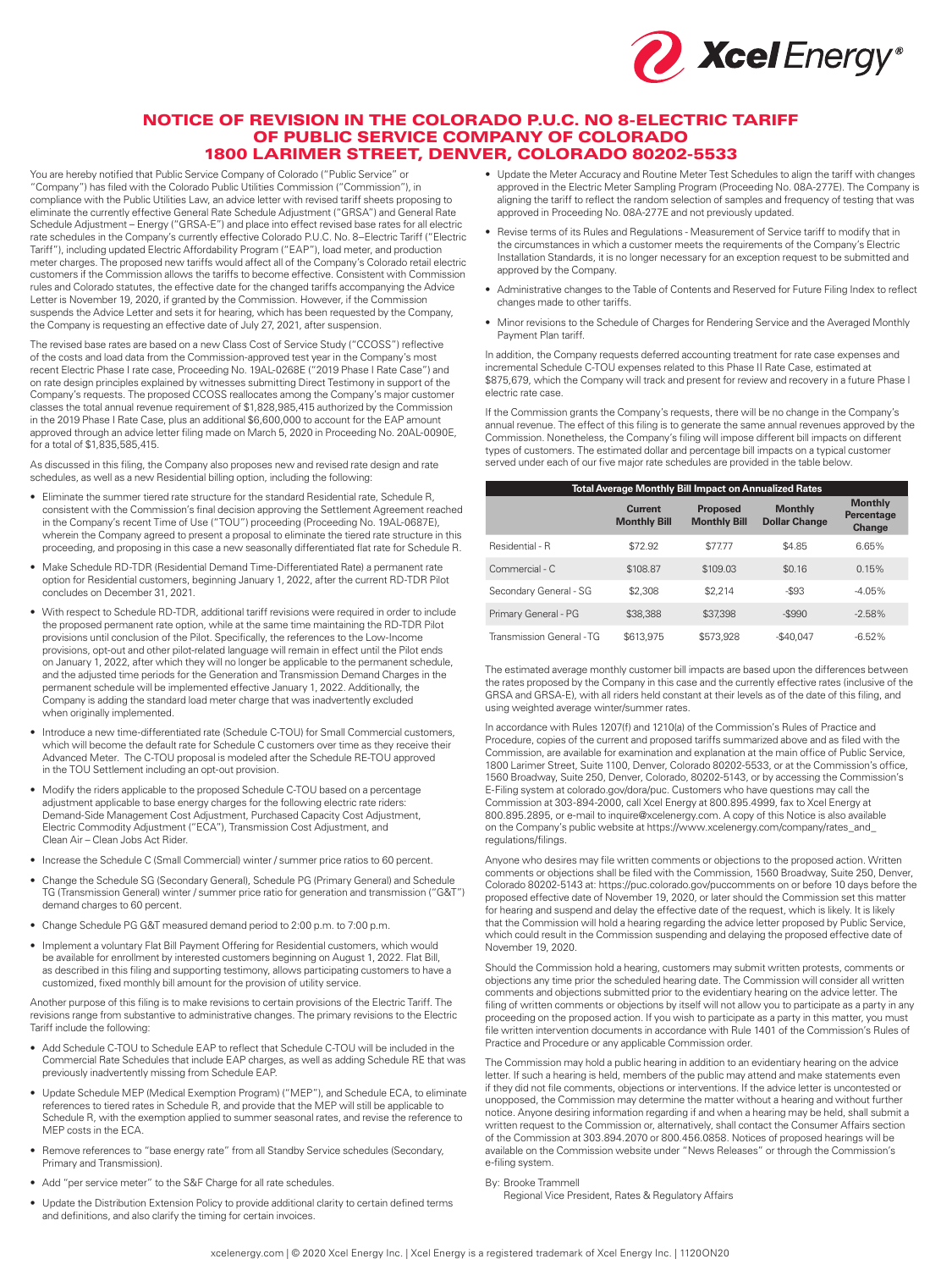# NOTICE OF REVISION IN THE COLORADO P.U.C. NO 8-ELECTRIC TARIFF OF PUBLIC SERVICE COMPANY OF COLORADO 1800 LARIMER STREET, DENVER, COLORADO 80202-5533

You are hereby notified that Public Service Company of Colorado ("Public Service" or "Company") has filed with the Colorado Public Utilities Commission ("Commission"), in compliance with the Public Utilities Law, an advice letter with revised tariff sheets proposing to eliminate the currently effective General Rate Schedule Adjustment ("GRSA") and General Rate Schedule Adjustment – Energy ("GRSA-E") and place into effect revised base rates for all electric rate schedules in the Company's currently effective Colorado P.U.C. No. 8–Electric Tariff ("Electric Tariff"), including updated Electric Affordability Program ("EAP"), load meter, and production meter charges. The proposed new tariffs would affect all of the Company's Colorado retail electric customers if the Commission allows the tariffs to become effective. Consistent with Commission rules and Colorado statutes, the effective date for the changed tariffs accompanying the Advice Letter is November 19, 2020, if granted by the Commission. However, if the Commission suspends the Advice Letter and sets it for hearing, which has been requested by the Company, the Company is requesting an effective date of July 27, 2021, after suspension.

The revised base rates are based on a new Class Cost of Service Study ("CCOSS") reflective of the costs and load data from the Commission-approved test year in the Company's most recent Electric Phase I rate case, Proceeding No. 19AL-0268E ("2019 Phase I Rate Case") and on rate design principles explained by witnesses submitting Direct Testimony in support of the Company's requests. The proposed CCOSS reallocates among the Company's major customer classes the total annual revenue requirement of $1,828,985,415 authorized by the Commission in the 2019 Phase I Rate Case, plus an additional $6,600,000 to account for the EAP amount approved through an advice letter filing made on March 5, 2020 in Proceeding No. 20AL-0090E, for a total of $1,835,585,415.

As discussed in this filing, the Company also proposes new and revised rate design and rate schedules, as well as a new Residential billing option, including the following:

- Eliminate the summer tiered rate structure for the standard Residential rate, Schedule R, consistent with the Commission's final decision approving the Settlement Agreement reached in the Company's recent Time of Use ("TOU") proceeding (Proceeding No. 19AL-0687E), wherein the Company agreed to present a proposal to eliminate the tiered rate structure in this proceeding, and proposing in this case a new seasonally differentiated flat rate for Schedule R.
- Make Schedule RD-TDR (Residential Demand Time-Differentiated Rate) a permanent rate option for Residential customers, beginning January 1, 2022, after the current RD-TDR Pilot concludes on December 31, 2021.
- With respect to Schedule RD-TDR, additional tariff revisions were required in order to include the proposed permanent rate option, while at the same time maintaining the RD-TDR Pilot provisions until conclusion of the Pilot. Specifically, the references to the Low-Income provisions, opt-out and other pilot-related language will remain in effect until the Pilot ends on January 1, 2022, after which they will no longer be applicable to the permanent schedule, and the adjusted time periods for the Generation and Transmission Demand Charges in the permanent schedule will be implemented effective January 1, 2022. Additionally, the Company is adding the standard load meter charge that was inadvertently excluded when originally implemented.
- Introduce a new time-differentiated rate (Schedule C-TOU) for Small Commercial customers, which will become the default rate for Schedule C customers over time as they receive their Advanced Meter. The C-TOU proposal is modeled after the Schedule RE-TOU approved in the TOU Settlement including an opt-out provision.
- Modify the riders applicable to the proposed Schedule C-TOU based on a percentage adjustment applicable to base energy charges for the following electric rate riders: Demand-Side Management Cost Adjustment, Purchased Capacity Cost Adjustment, Electric Commodity Adjustment ("ECA"), Transmission Cost Adjustment, and Clean Air – Clean Jobs Act Rider.
- Increase the Schedule C (Small Commercial) winter / summer price ratios to 60 percent.
- Change the Schedule SG (Secondary General), Schedule PG (Primary General) and Schedule TG (Transmission General) winter / summer price ratio for generation and transmission ("G&T") demand charges to 60 percent.
- Change Schedule PG G&T measured demand period to 2:00 p.m. to 7:00 p.m.
- Implement a voluntary Flat Bill Payment Offering for Residential customers, which would be available for enrollment by interested customers beginning on August 1, 2022. Flat Bill, as described in this filing and supporting testimony, allows participating customers to have a customized, fixed monthly bill amount for the provision of utility service.

Another purpose of this filing is to make revisions to certain provisions of the Electric Tariff. The revisions range from substantive to administrative changes. The primary revisions to the Electric Tariff include the following:

- Add Schedule C-TOU to Schedule EAP to reflect that Schedule C-TOU will be included in the Commercial Rate Schedules that include EAP charges, as well as adding Schedule RE that was previously inadvertently missing from Schedule EAP.
- Update Schedule MEP (Medical Exemption Program) ("MEP"), and Schedule ECA, to eliminate references to tiered rates in Schedule R, and provide that the MEP will still be applicable to Schedule R, with the exemption applied to summer seasonal rates, and revise the reference to MEP costs in the ECA.
- Remove references to "base energy rate" from all Standby Service schedules (Secondary, Primary and Transmission).
- Add "per service meter" to the S&F Charge for all rate schedules.
- Update the Distribution Extension Policy to provide additional clarity to certain defined terms and definitions, and also clarify the timing for certain invoices.
- Update the Meter Accuracy and Routine Meter Test Schedules to align the tariff with changes approved in the Electric Meter Sampling Program (Proceeding No. 08A-277E). The Company is aligning the tariff to reflect the random selection of samples and frequency of testing that was approved in Proceeding No. 08A-277E and not previously updated.
- Revise terms of its Rules and Regulations - Measurement of Service tariff to modify that in the circumstances in which a customer meets the requirements of the Company's Electric Installation Standards, it is no longer necessary for an exception request to be submitted and approved by the Company.
- Administrative changes to the Table of Contents and Reserved for Future Filing Index to reflect changes made to other tariffs.
- Minor revisions to the Schedule of Charges for Rendering Service and the Averaged Monthly Payment Plan tariff.

In addition, the Company requests deferred accounting treatment for rate case expenses and incremental Schedule C-TOU expenses related to this Phase II Rate Case, estimated at $875,679, which the Company will track and present for review and recovery in a future Phase I electric rate case.

If the Commission grants the Company's requests, there will be no change in the Company's annual revenue. The effect of this filing is to generate the same annual revenues approved by the Commission. Nonetheless, the Company's filing will impose different bill impacts on different types of customers. The estimated dollar and percentage bill impacts on a typical customer served under each of our five major rate schedules are provided in the table below.

| Total Average Monthly Bill Impact on Annualized Rates | | | | |
|---|---|---|---|---|
| | Current Monthly Bill | Proposed Monthly Bill | Monthly Dollar Change | Monthly Percentage Change |
| Residential - R | $72.92 | $77.77 | $4.85 | 6.65% |
| Commercial - C | $108.87 | $109.03 | $0.16 | 0.15% |
| Secondary General - SG | $2,308 | $2,214 | -$93 | -4.05% |
| Primary General - PG | $38,388 | $37,398 | -$990 | -2.58% |
| Transmission General - TG | $613,975 | $573,928 | -$40,047 | -6.52% |

The estimated average monthly customer bill impacts are based upon the differences between the rates proposed by the Company in this case and the currently effective rates (inclusive of the GRSA and GRSA-E), with all riders held constant at their levels as of the date of this filing, and using weighted average winter/summer rates.

In accordance with Rules 1207(f) and 1210(a) of the Commission's Rules of Practice and Procedure, copies of the current and proposed tariffs summarized above and as filed with the Commission, are available for examination and explanation at the main office of Public Service, 1800 Larimer Street, Suite 1100, Denver, Colorado 80202-5533, or at the Commission's office, 1560 Broadway, Suite 250, Denver, Colorado, 80202-5143, or by accessing the Commission's E-Filing system at colorado.gov/dora/puc. Customers who have questions may call the Commission at 303-894-2000, call Xcel Energy at 800.895.4999, fax to Xcel Energy at 800.895.2895, or e-mail to inquire@xcelenergy.com. A copy of this Notice is also available on the Company's public website at https://www.xcelenergy.com/company/rates_and_regulations/filings.

Anyone who desires may file written comments or objections to the proposed action. Written comments or objections shall be filed with the Commission, 1560 Broadway, Suite 250, Denver, Colorado 80202-5143 at: https://puc.colorado.gov/puccomments on or before 10 days before the proposed effective date of November 19, 2020, or later should the Commission set this matter for hearing and suspend and delay the effective date of the request, which is likely. It is likely that the Commission will hold a hearing regarding the advice letter proposed by Public Service, which could result in the Commission suspending and delaying the proposed effective date of November 19, 2020.

Should the Commission hold a hearing, customers may submit written protests, comments or objections any time prior the scheduled hearing date. The Commission will consider all written comments and objections submitted prior to the evidentiary hearing on the advice letter. The filing of written comments or objections by itself will not allow you to participate as a party in any proceeding on the proposed action. If you wish to participate as a party in this matter, you must file written intervention documents in accordance with Rule 1401 of the Commission's Rules of Practice and Procedure or any applicable Commission order.

The Commission may hold a public hearing in addition to an evidentiary hearing on the advice letter. If such a hearing is held, members of the public may attend and make statements even if they did not file comments, objections or interventions. If the advice letter is uncontested or unopposed, the Commission may determine the matter without a hearing and without further notice. Anyone desiring information regarding if and when a hearing may be held, shall submit a written request to the Commission or, alternatively, shall contact the Consumer Affairs section of the Commission at 303.894.2070 or 800.456.0858. Notices of proposed hearings will be available on the Commission website under "News Releases" or through the Commission's e-filing system.

By: Brooke Trammell
Regional Vice President, Rates & Regulatory Affairs

xcelenergy.com | © 2020 Xcel Energy Inc. | Xcel Energy is a registered trademark of Xcel Energy Inc. | 1120ON20